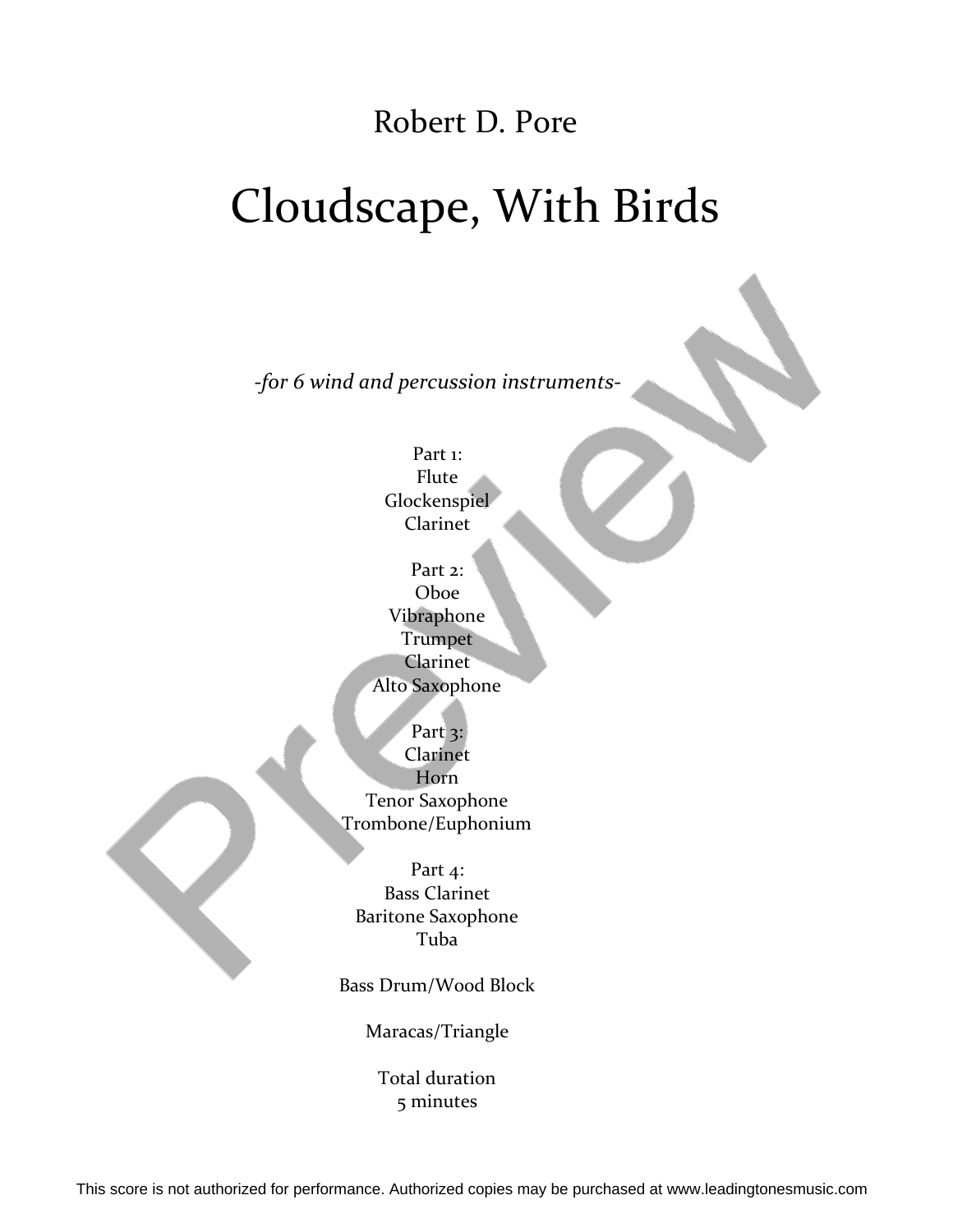Robert D. Pore

# Cloudscape, With Birds

*-for 6 wind and percussion instruments-*

Part 1:
Flute
Glockenspiel
Clarinet

Part 2:
Oboe
Vibraphone
Trumpet
Clarinet
Alto Saxophone

Part 3:
Clarinet
Horn
Tenor Saxophone
Trombone/Euphonium

Part 4:
Bass Clarinet
Baritone Saxophone
Tuba

Bass Drum/Wood Block

Maracas/Triangle

Total duration
5 minutes

This score is not authorized for performance. Authorized copies may be purchased at www.leadingtonesmusic.com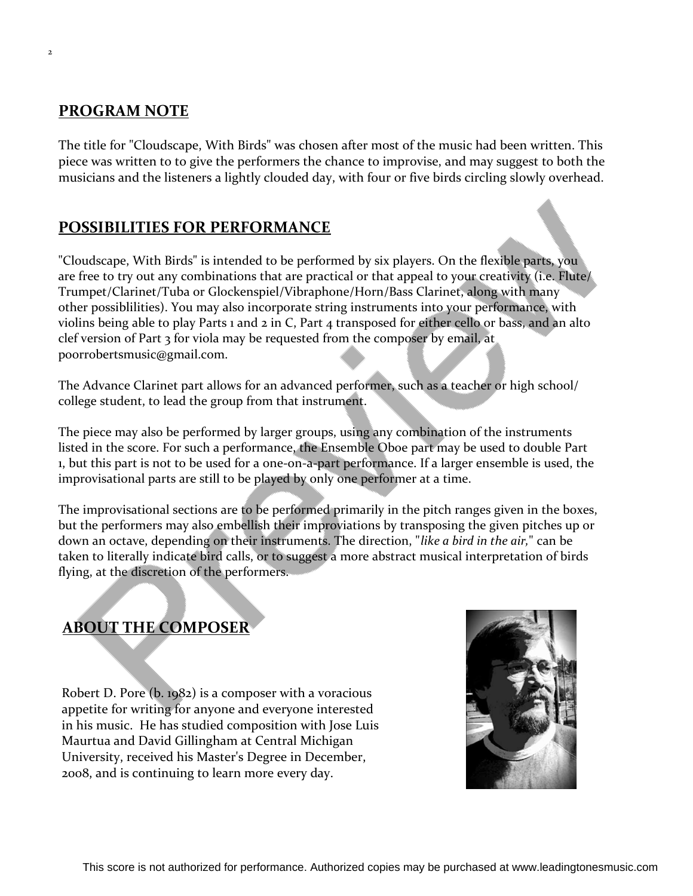## PROGRAM NOTE

The title for "Cloudscape, With Birds" was chosen after most of the music had been written. This piece was written to to give the performers the chance to improvise, and may suggest to both the musicians and the listeners a lightly clouded day, with four or five birds circling slowly overhead.

## POSSIBILITIES FOR PERFORMANCE

"Cloudscape, With Birds" is intended to be performed by six players. On the flexible parts, you are free to try out any combinations that are practical or that appeal to your creativity (i.e. Flute/ Trumpet/Clarinet/Tuba or Glockenspiel/Vibraphone/Horn/Bass Clarinet, along with many other possiblilities). You may also incorporate string instruments into your performance, with violins being able to play Parts 1 and 2 in C, Part 4 transposed for either cello or bass, and an alto clef version of Part 3 for viola may be requested from the composer by email, at poorrobertsmusic@gmail.com.

The Advance Clarinet part allows for an advanced performer, such as a teacher or high school/ college student, to lead the group from that instrument.

The piece may also be performed by larger groups, using any combination of the instruments listed in the score. For such a performance, the Ensemble Oboe part may be used to double Part 1, but this part is not to be used for a one-on-a-part performance. If a larger ensemble is used, the improvisational parts are still to be played by only one performer at a time.

The improvisational sections are to be performed primarily in the pitch ranges given in the boxes, but the performers may also embellish their improviations by transposing the given pitches up or down an octave, depending on their instruments. The direction, "*like a bird in the air,*" can be taken to literally indicate bird calls, or to suggest a more abstract musical interpretation of birds flying, at the discretion of the performers.

## ABOUT THE COMPOSER

Robert D. Pore (b. 1982) is a composer with a voracious appetite for writing for anyone and everyone interested in his music. He has studied composition with Jose Luis Maurtua and David Gillingham at Central Michigan University, received his Master's Degree in December, 2008, and is continuing to learn more every day.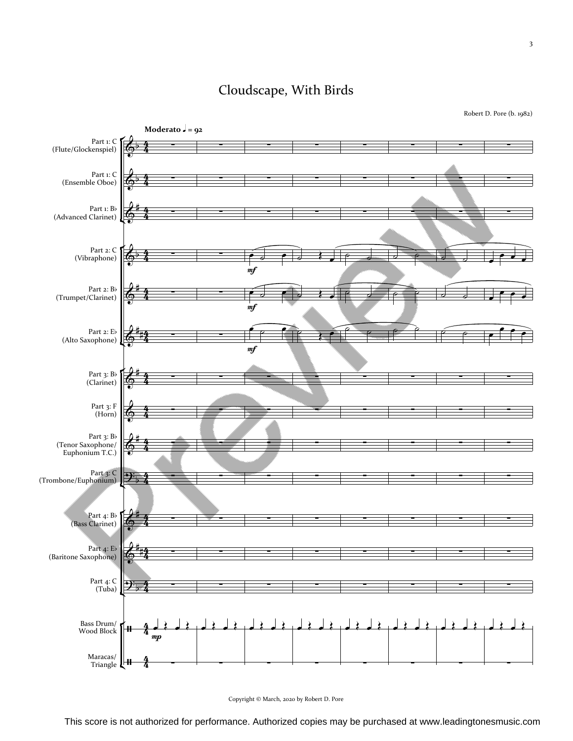# Cloudscape, With Birds

Robert D. Pore (b. 1982)

**Moderato** ♩ = 92

Part 1: C (Flute/Glockenspiel)

Part 1: C (Ensemble Oboe)

Part 1: B♭ (Advanced Clarinet)

Part 2: C (Vibraphone)

Part 2: B♭ (Trumpet/Clarinet)

Part 2: E♭ (Alto Saxophone)

Part 3: B♭ (Clarinet)

Part 3: F (Horn)

Part 3: B♭ (Tenor Saxophone/ Euphonium T.C.)

Part 3: C (Trombone/Euphonium)

Part 4: B♭ (Bass Clarinet)

Part 4: E♭ (Baritone Saxophone)

Part 4: C (Tuba)

Bass Drum/ Wood Block

Maracas/ Triangle

Copyright © March, 2020 by Robert D. Pore

This score is not authorized for performance. Authorized copies may be purchased at www.leadingtonesmusic.com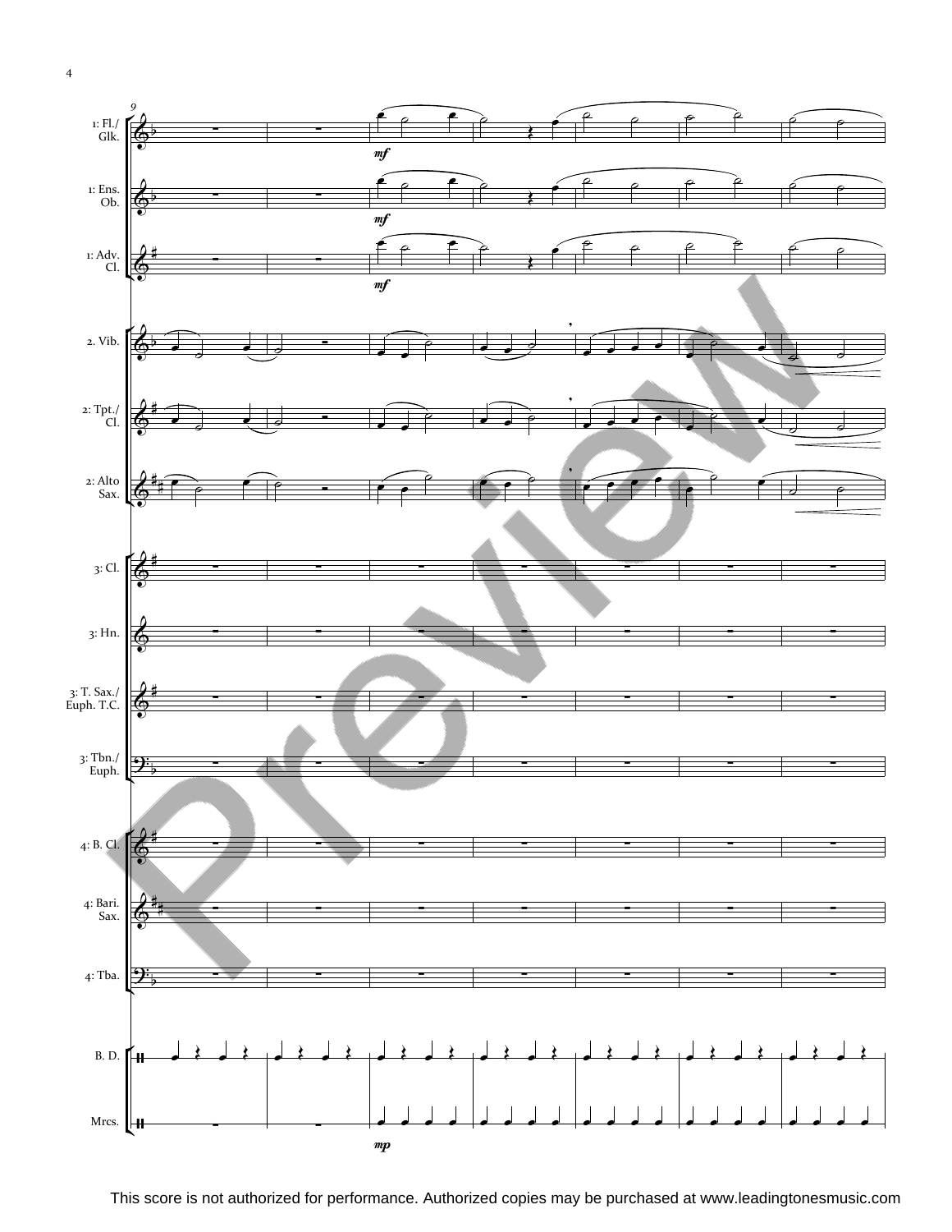This score is not authorized for performance. Authorized copies may be purchased at www.leadingtonesmusic.com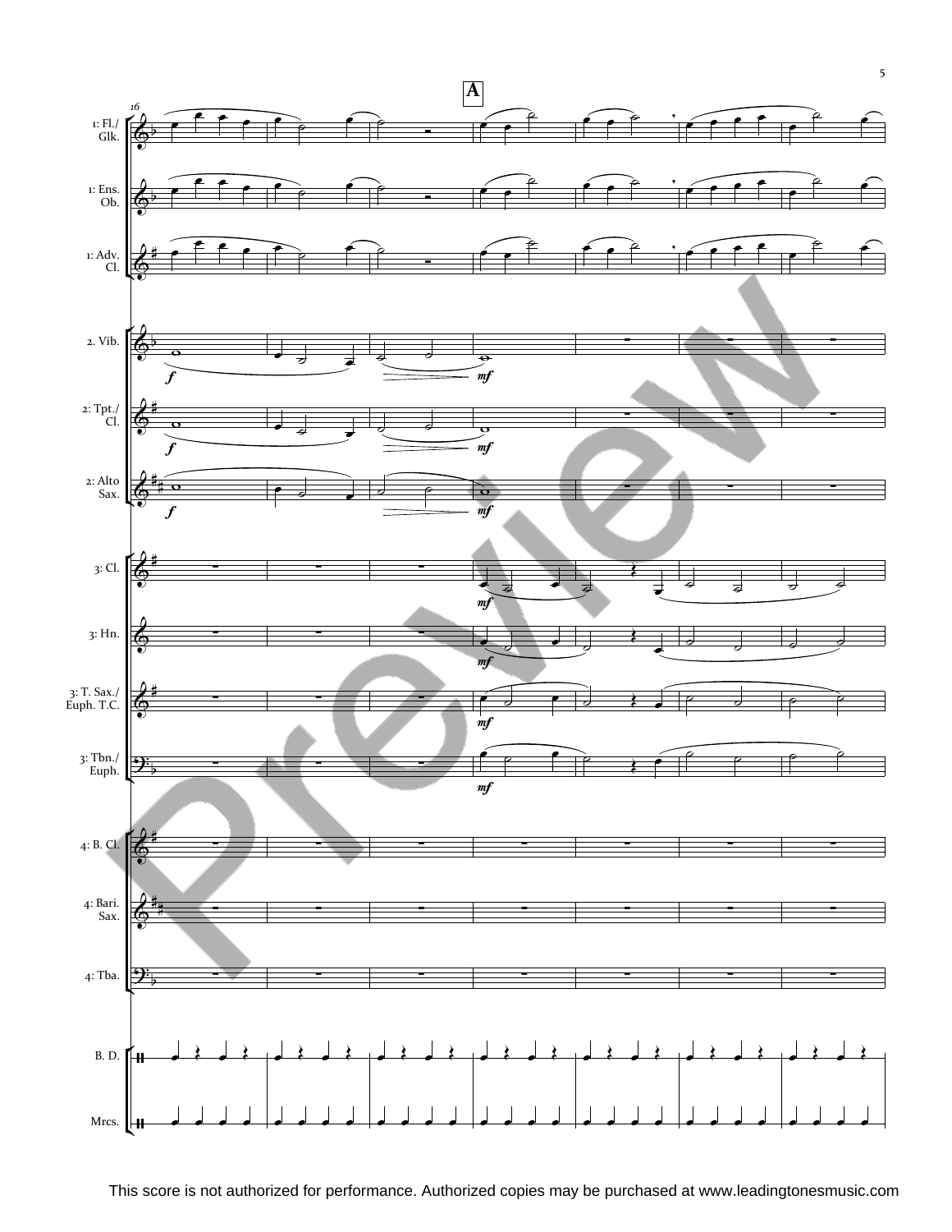This score is not authorized for performance. Authorized copies may be purchased at www.leadingtonesmusic.com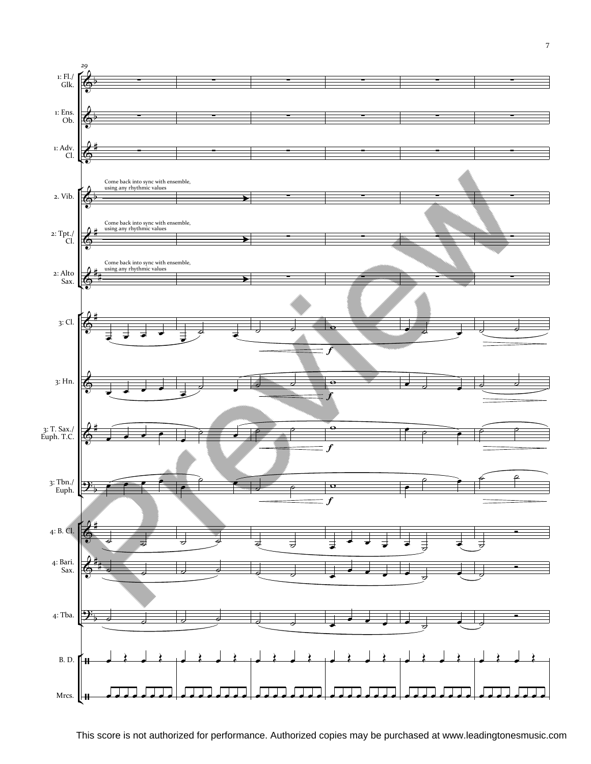Come back into sync with ensemble, using any rhythmic values

Come back into sync with ensemble, using any rhythmic values

Come back into sync with ensemble, using any rhythmic values

This score is not authorized for performance. Authorized copies may be purchased at www.leadingtonesmusic.com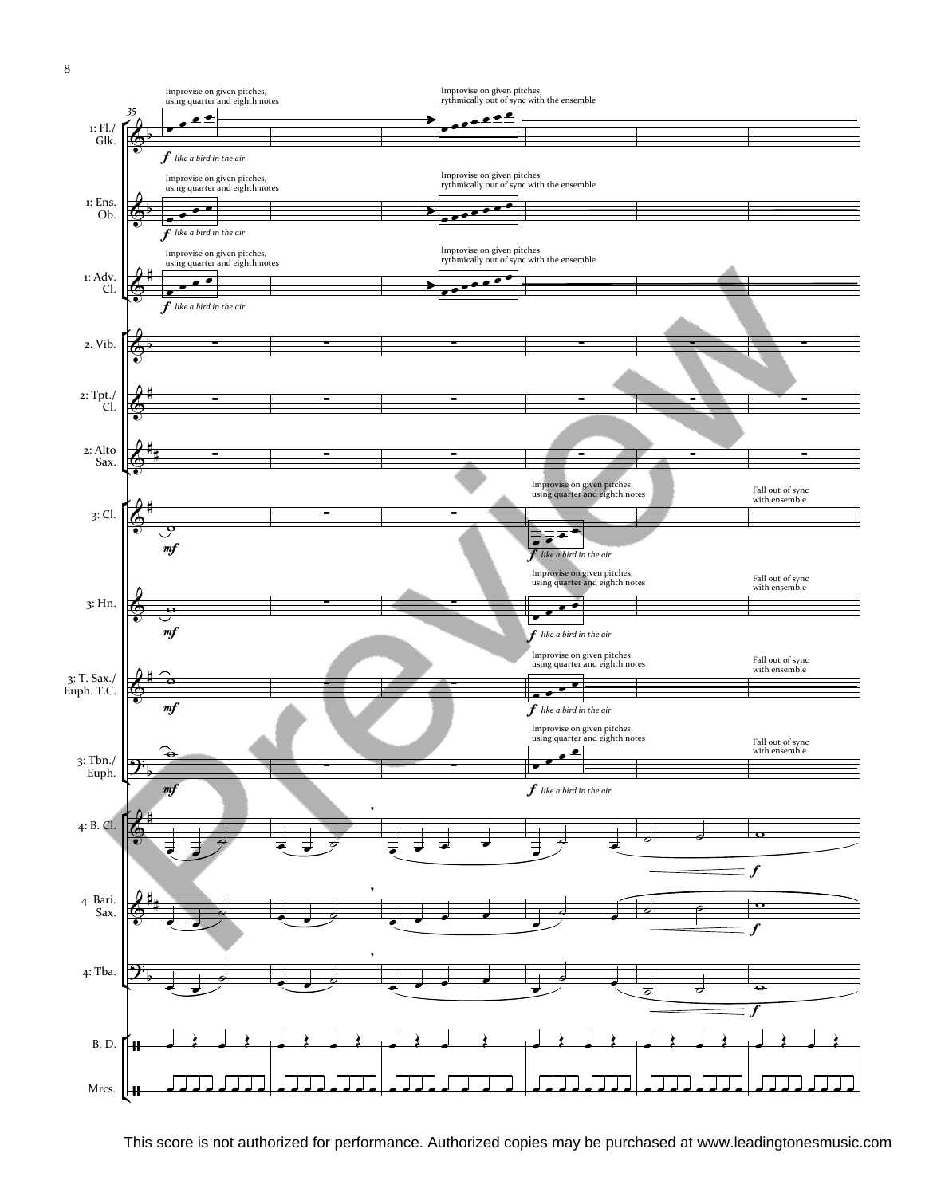This score is not authorized for performance. Authorized copies may be purchased at www.leadingtonesmusic.com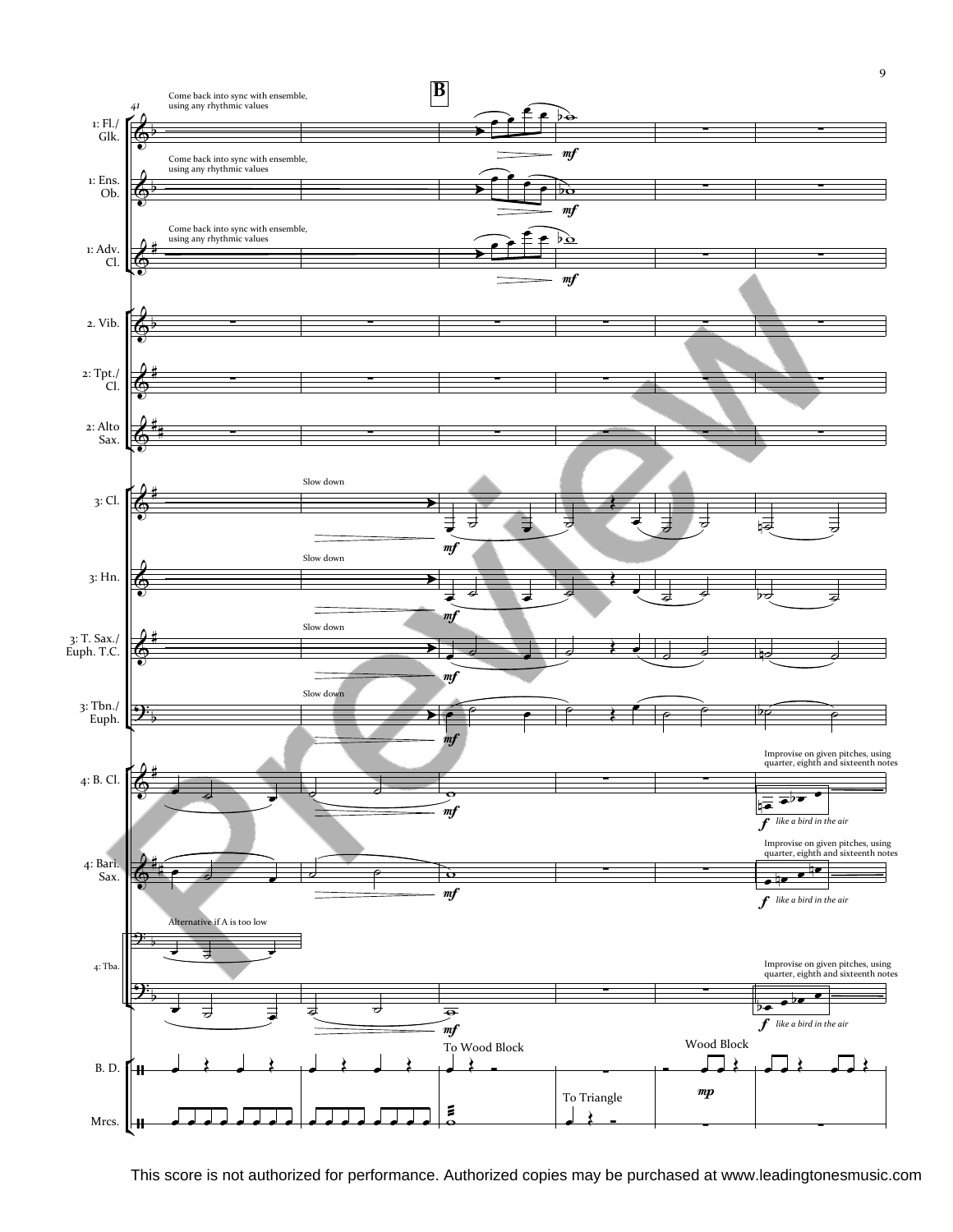This score is not authorized for performance. Authorized copies may be purchased at www.leadingtonesmusic.com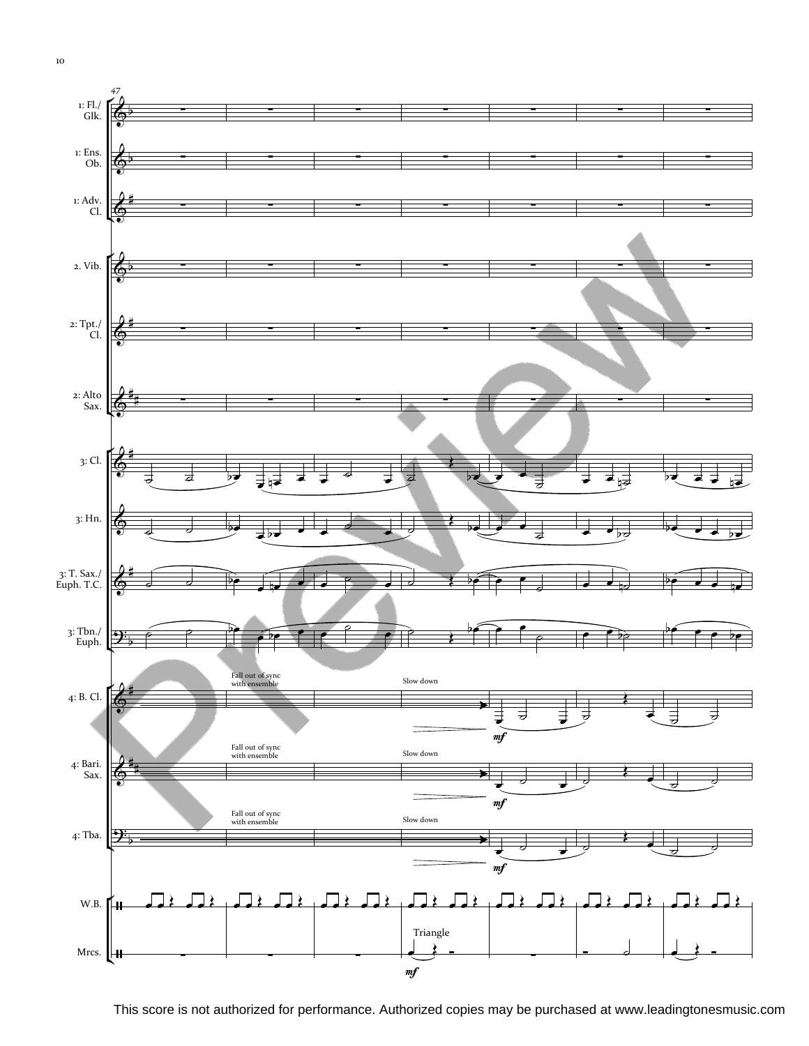47

1: Fl./ Glk.

1: Ens. Ob.

1: Adv. Cl.

2. Vib.

2: Tpt./ Cl.

2: Alto Sax.

3: Cl.

3: Hn.

3: T. Sax./ Euph. T.C.

3: Tbn./ Euph.

4: B. Cl.

Fall out of sync with ensemble

Slow down

*mf*

4: Bari. Sax.

Fall out of sync with ensemble

Slow down

*mf*

4: Tba.

Fall out of sync with ensemble

Slow down

*mf*

W.B.

Mrcs.

Triangle

*mf*

This score is not authorized for performance. Authorized copies may be purchased at www.leadingtonesmusic.com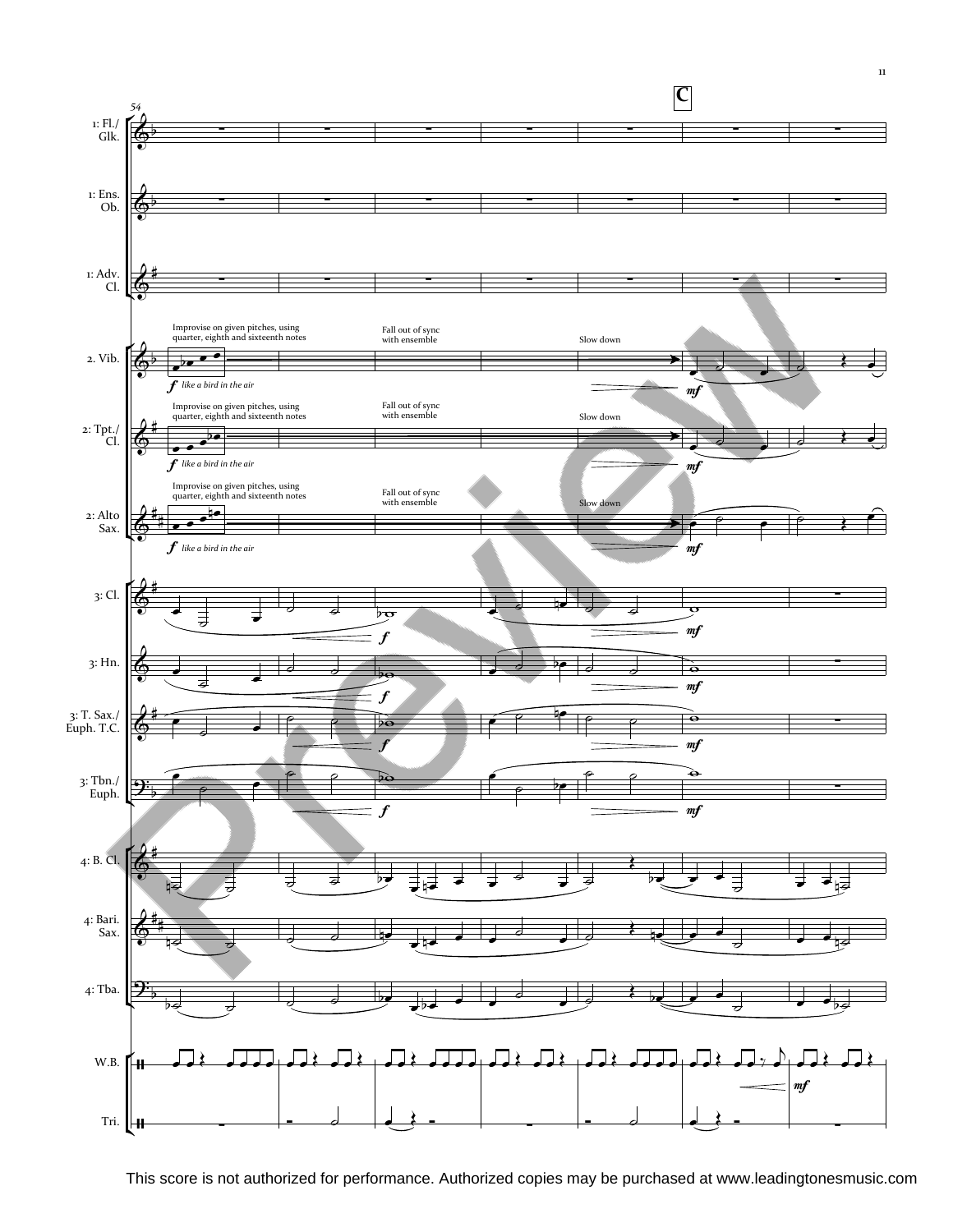This score is not authorized for performance. Authorized copies may be purchased at www.leadingtonesmusic.com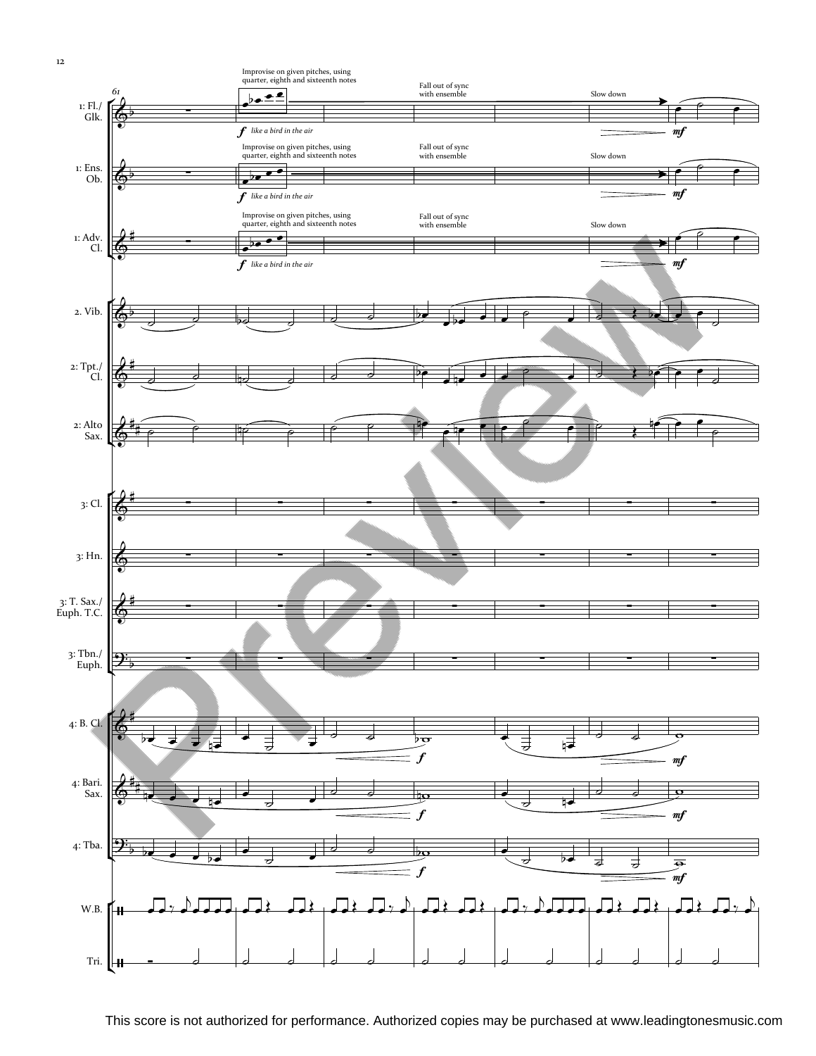Improvise on given pitches, using quarter, eighth and sixteenth notes

*like a bird in the air*

Fall out of sync with ensemble

Slow down

This score is not authorized for performance. Authorized copies may be purchased at www.leadingtonesmusic.com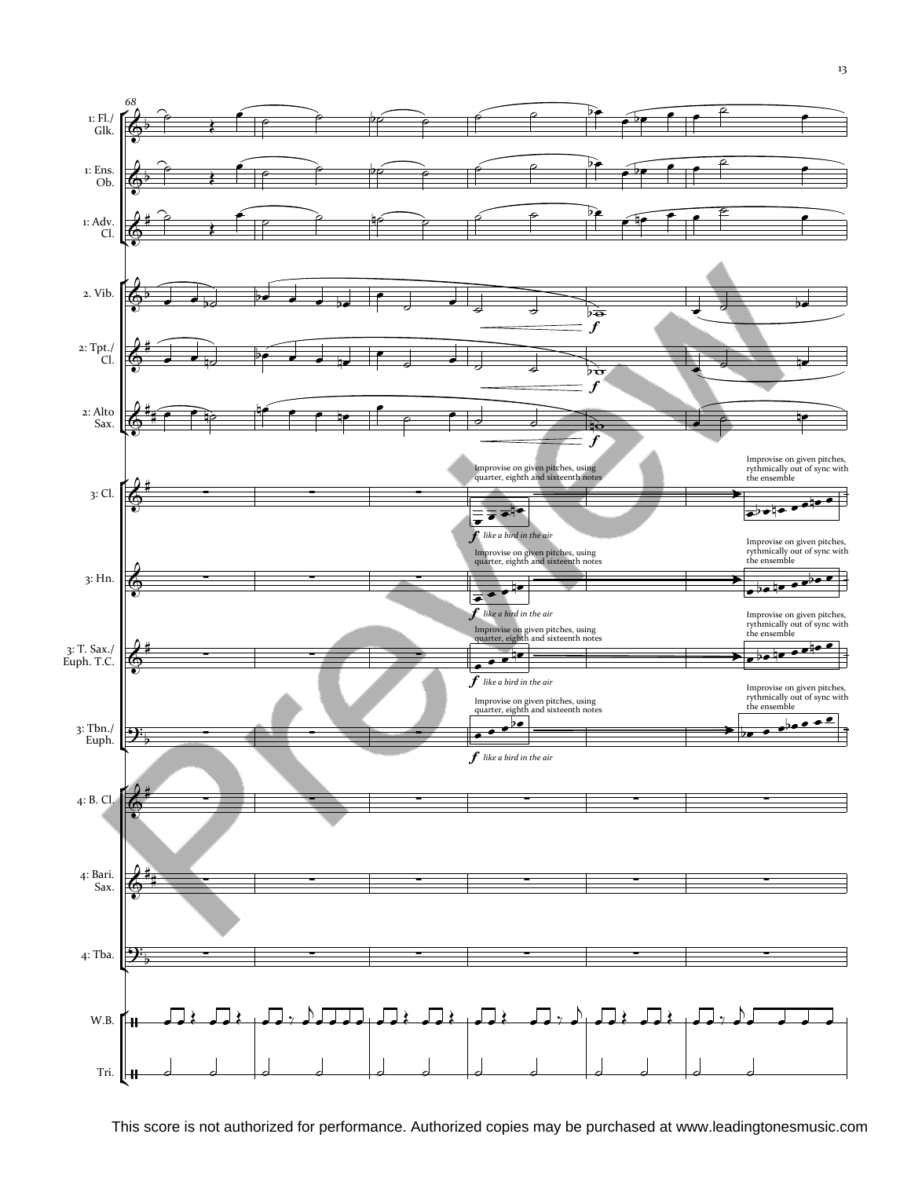Improvise on given pitches, using quarter, eighth and sixteenth notes

*like a bird in the air*

Improvise on given pitches, rythmically out of sync with the ensemble

This score is not authorized for performance. Authorized copies may be purchased at www.leadingtonesmusic.com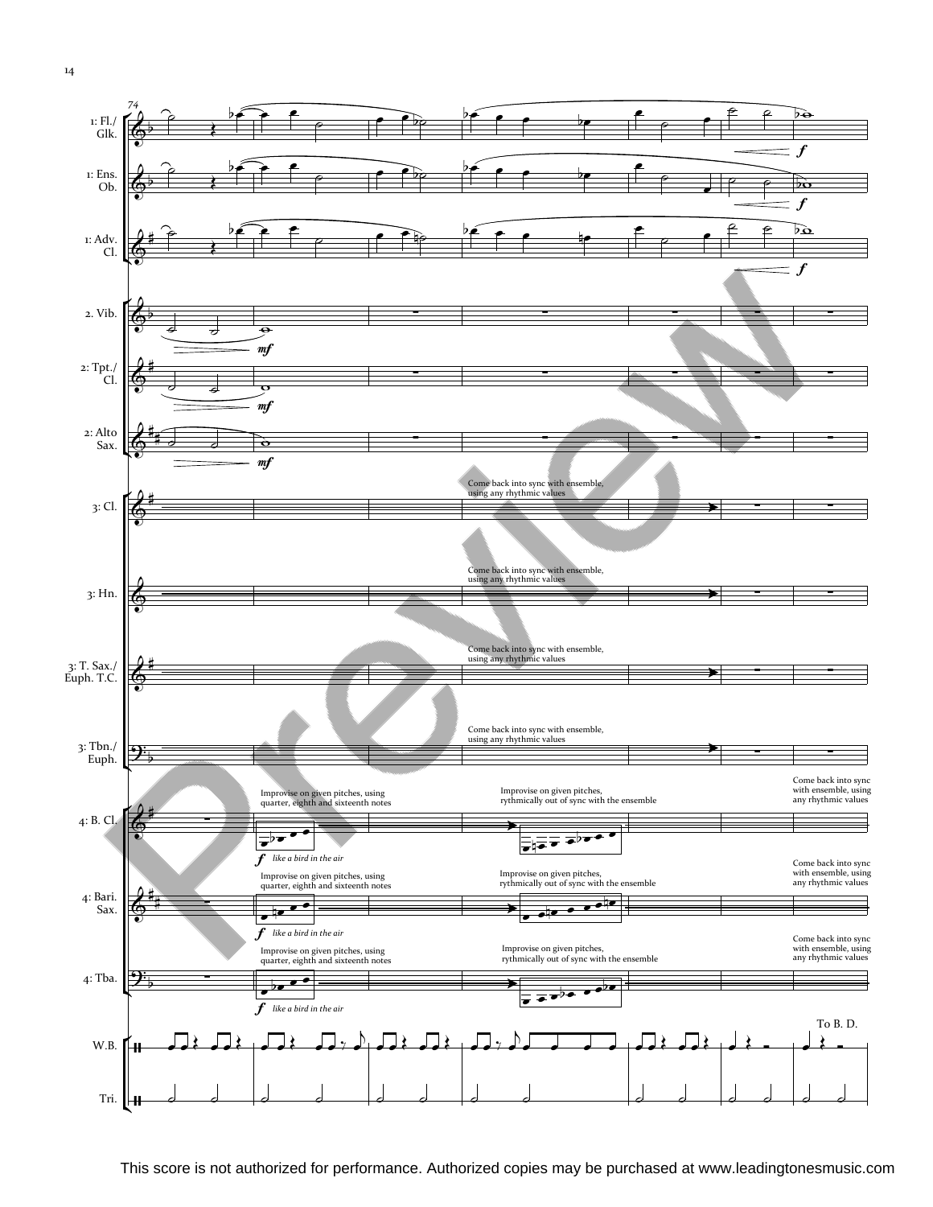1: Fl./ Glk.

1: Ens. Ob.

1: Adv. Cl.

2. Vib.

2: Tpt./ Cl.

2: Alto Sax.

3: Cl.

Come back into sync with ensemble, using any rhythmic values

3: Hn.

Come back into sync with ensemble, using any rhythmic values

3: T. Sax./ Euph. T.C.

Come back into sync with ensemble, using any rhythmic values

3: Tbn./ Euph.

Come back into sync with ensemble, using any rhythmic values

4: B. Cl.

Improvise on given pitches, using quarter, eighth and sixteenth notes

*like a bird in the air*

Improvise on given pitches, rythmically out of sync with the ensemble

Come back into sync with ensemble, using any rhythmic values

4: Bari. Sax.

Improvise on given pitches, using quarter, eighth and sixteenth notes

*like a bird in the air*

Improvise on given pitches, rythmically out of sync with the ensemble

Come back into sync with ensemble, using any rhythmic values

4: Tba.

Improvise on given pitches, using quarter, eighth and sixteenth notes

*like a bird in the air*

Improvise on given pitches, rythmically out of sync with the ensemble

Come back into sync with ensemble, using any rhythmic values

W.B.

To B. D.

Tri.

This score is not authorized for performance. Authorized copies may be purchased at www.leadingtonesmusic.com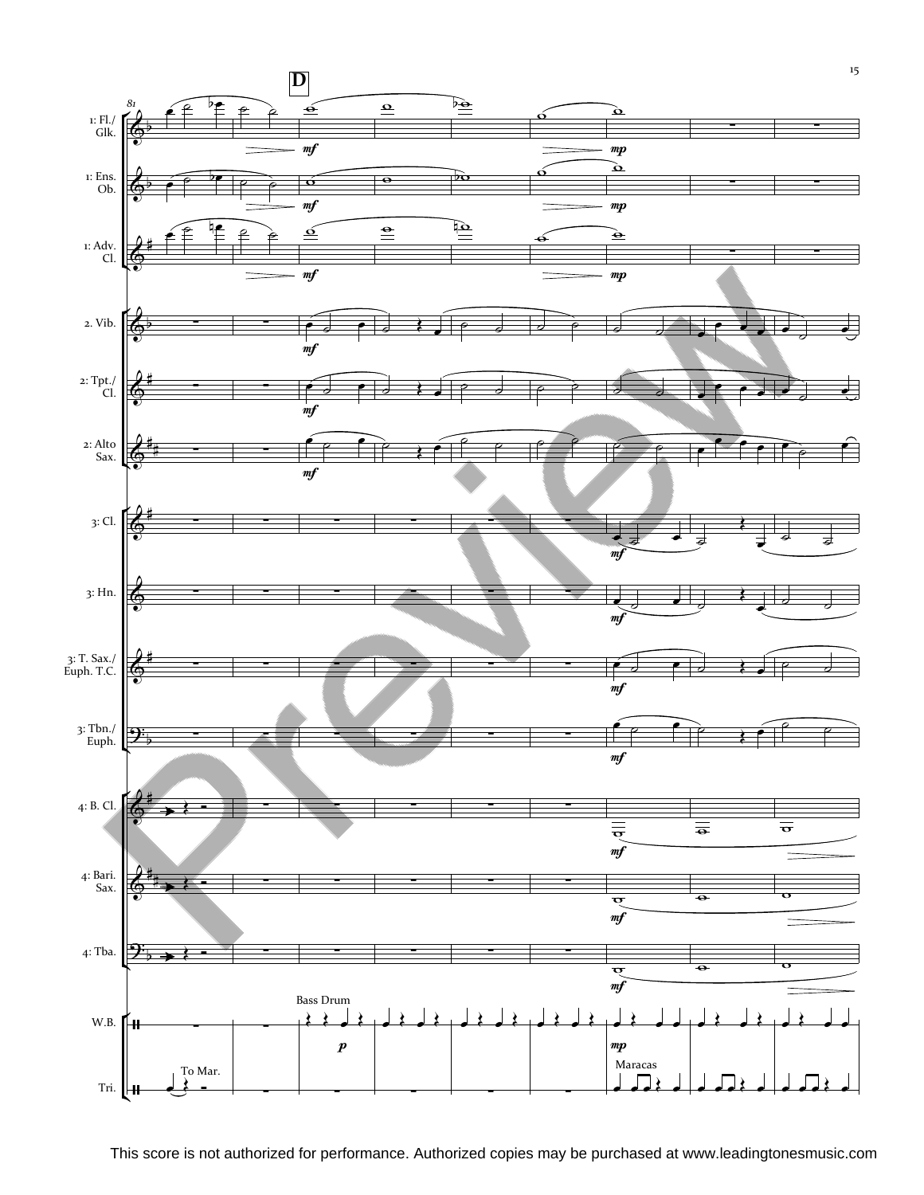This score is not authorized for performance. Authorized copies may be purchased at www.leadingtonesmusic.com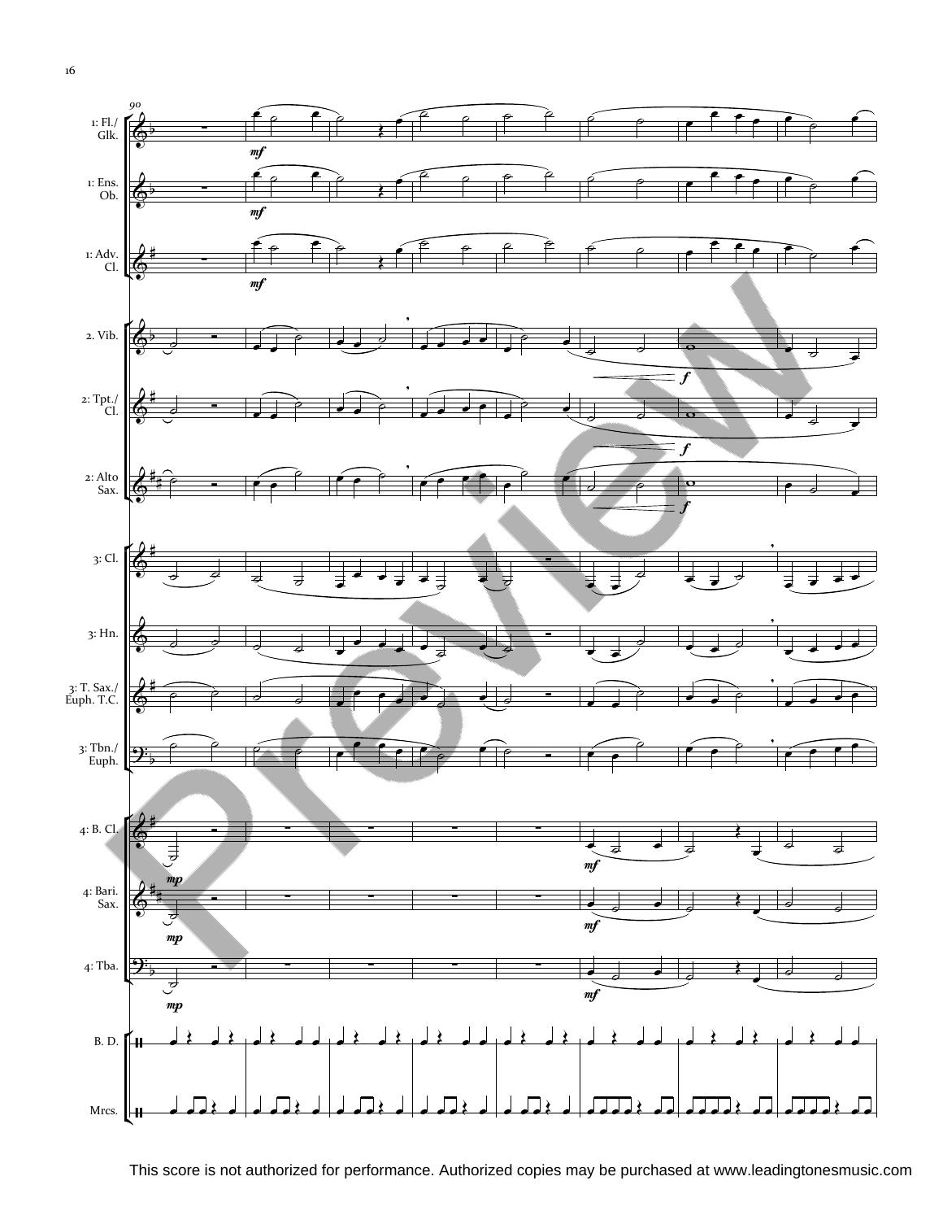This score is not authorized for performance. Authorized copies may be purchased at www.leadingtonesmusic.com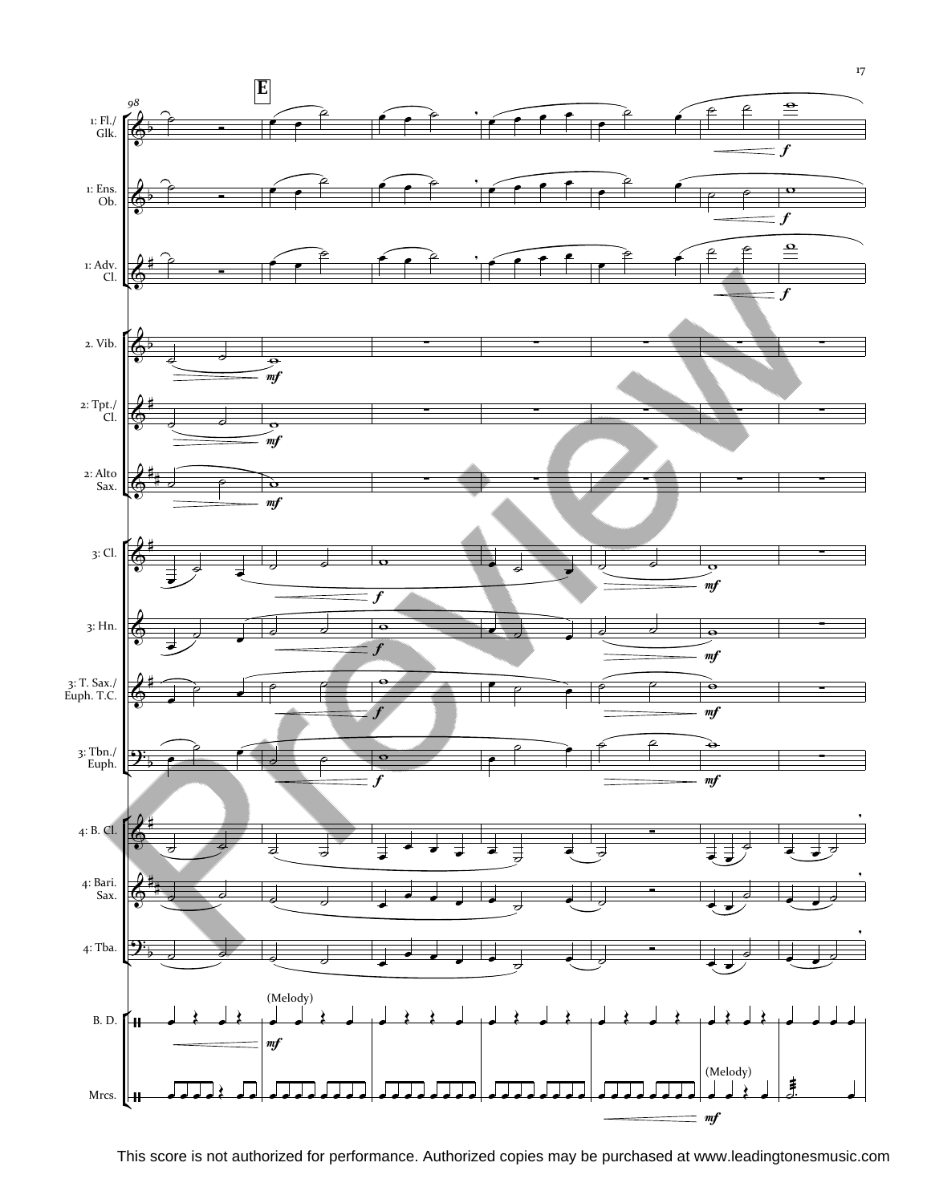This score is not authorized for performance. Authorized copies may be purchased at www.leadingtonesmusic.com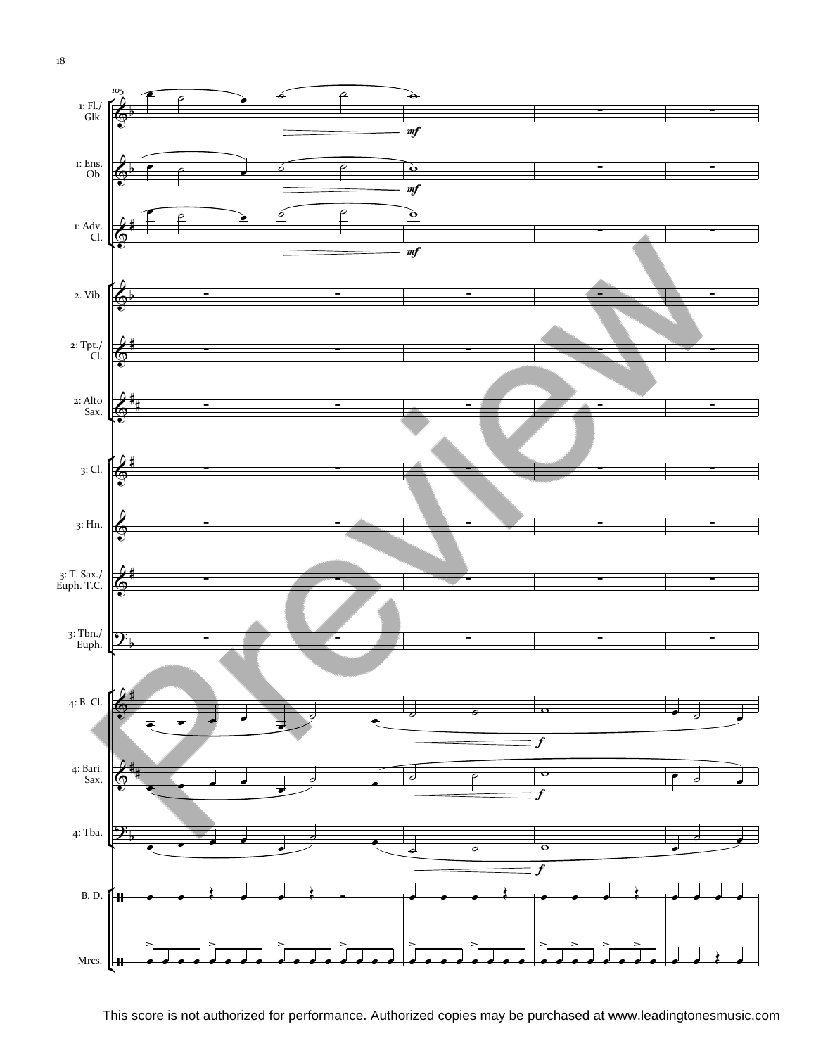This score is not authorized for performance. Authorized copies may be purchased at www.leadingtonesmusic.com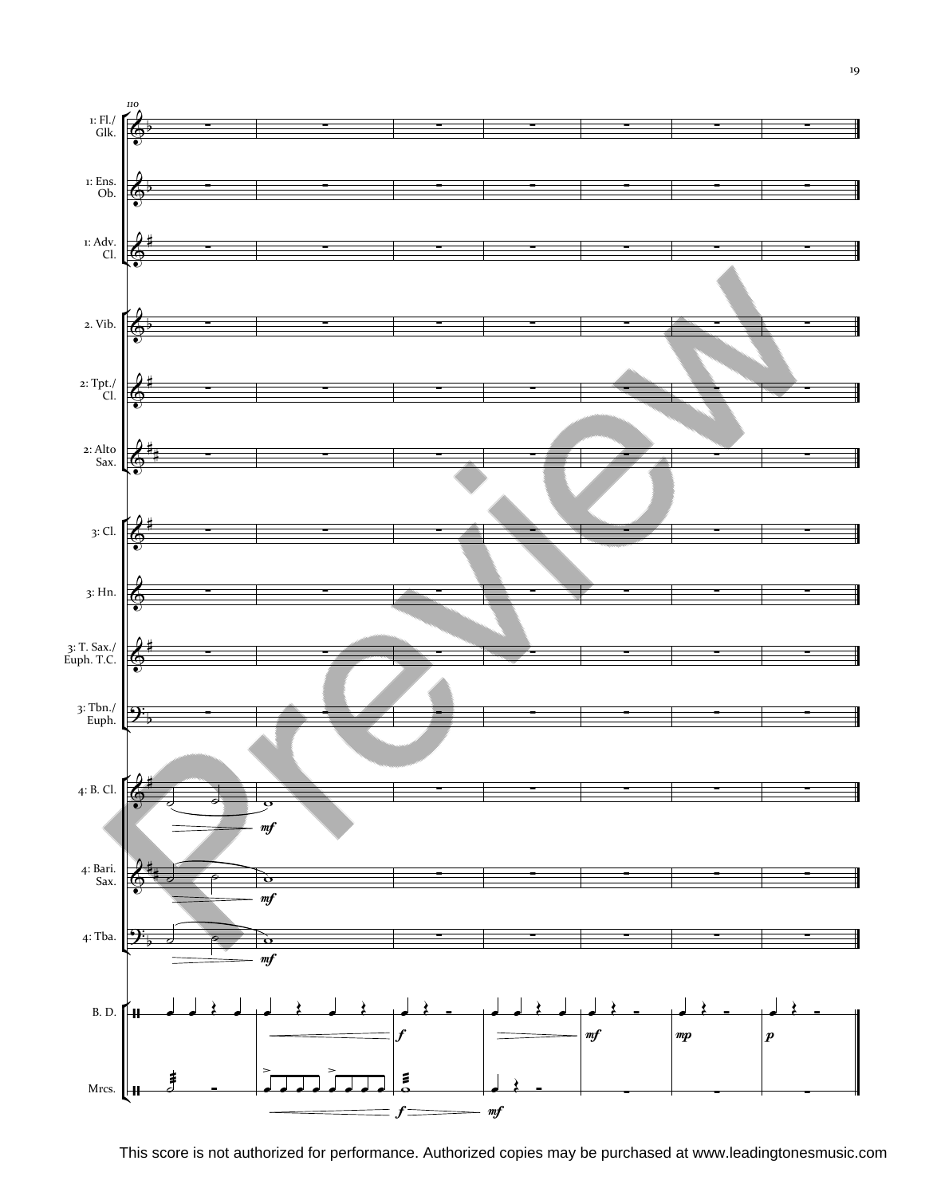This score is not authorized for performance. Authorized copies may be purchased at www.leadingtonesmusic.com